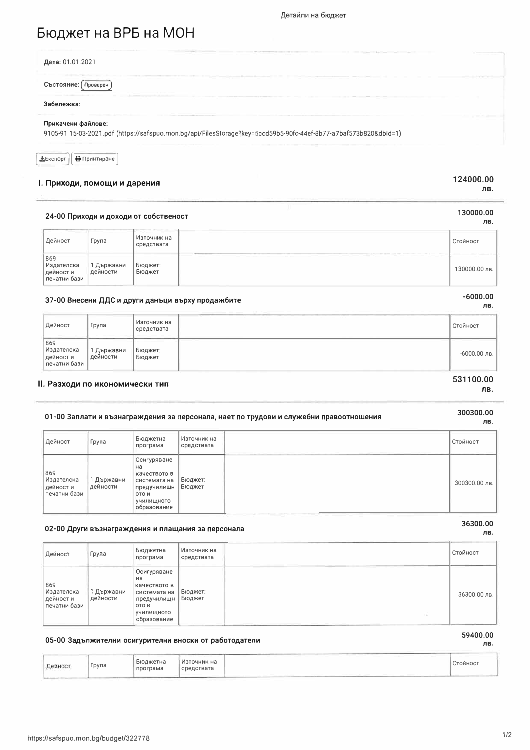# Бюджет на ВРБ на МОН

**Дата:** 01.01.2021

**Състояние:** Проверен

**Забележка:**

**Прикачени файлове:**
9105-91 15-03-2021.pdf (https://safspuo.mon.bg/api/FilesStorage?key=5ccd59b5-90fc-44ef-8b77-a7baf573b820&dbId=1)

Експорт | Принтиране

## I. Приходи, помощи и дарения — 124000.00 лв.

### 24-00 Приходи и доходи от собственост — 130000.00 лв.

| Дейност | Група | Източник на средствата | | Стойност |
|---|---|---|---|---|
| 869 Издателска дейност и печатни бази | 1 Държавни дейности | Бюджет: Бюджет | | 130000.00 лв. |

### 37-00 Внесени ДДС и други данъци върху продажбите — -6000.00 лв.

| Дейност | Група | Източник на средствата | | Стойност |
|---|---|---|---|---|
| 869 Издателска дейност и печатни бази | 1 Държавни дейности | Бюджет: Бюджет | | -6000.00 лв. |

## II. Разходи по икономически тип — 531100.00 лв.

### 01-00 Заплати и възнаграждения за персонала, нает по трудови и служебни правоотношения — 300300.00 лв.

| Дейност | Група | Бюджетна програма | Източник на средствата | | Стойност |
|---|---|---|---|---|---|
| 869 Издателска дейност и печатни бази | 1 Държавни дейности | Осигуряване на качеството в системата на предучилищното и училищното образование | Бюджет: Бюджет | | 300300.00 лв. |

### 02-00 Други възнаграждения и плащания за персонала — 36300.00 лв.

| Дейност | Група | Бюджетна програма | Източник на средствата | | Стойност |
|---|---|---|---|---|---|
| 869 Издателска дейност и печатни бази | 1 Държавни дейности | Осигуряване на качеството в системата на предучилищното и училищното образование | Бюджет: Бюджет | | 36300.00 лв. |

### 05-00 Задължителни осигурителни вноски от работодатели — 59400.00 лв.

| Дейност | Група | Бюджетна програма | Източник на средствата | | Стойност |
|---|---|---|---|---|---|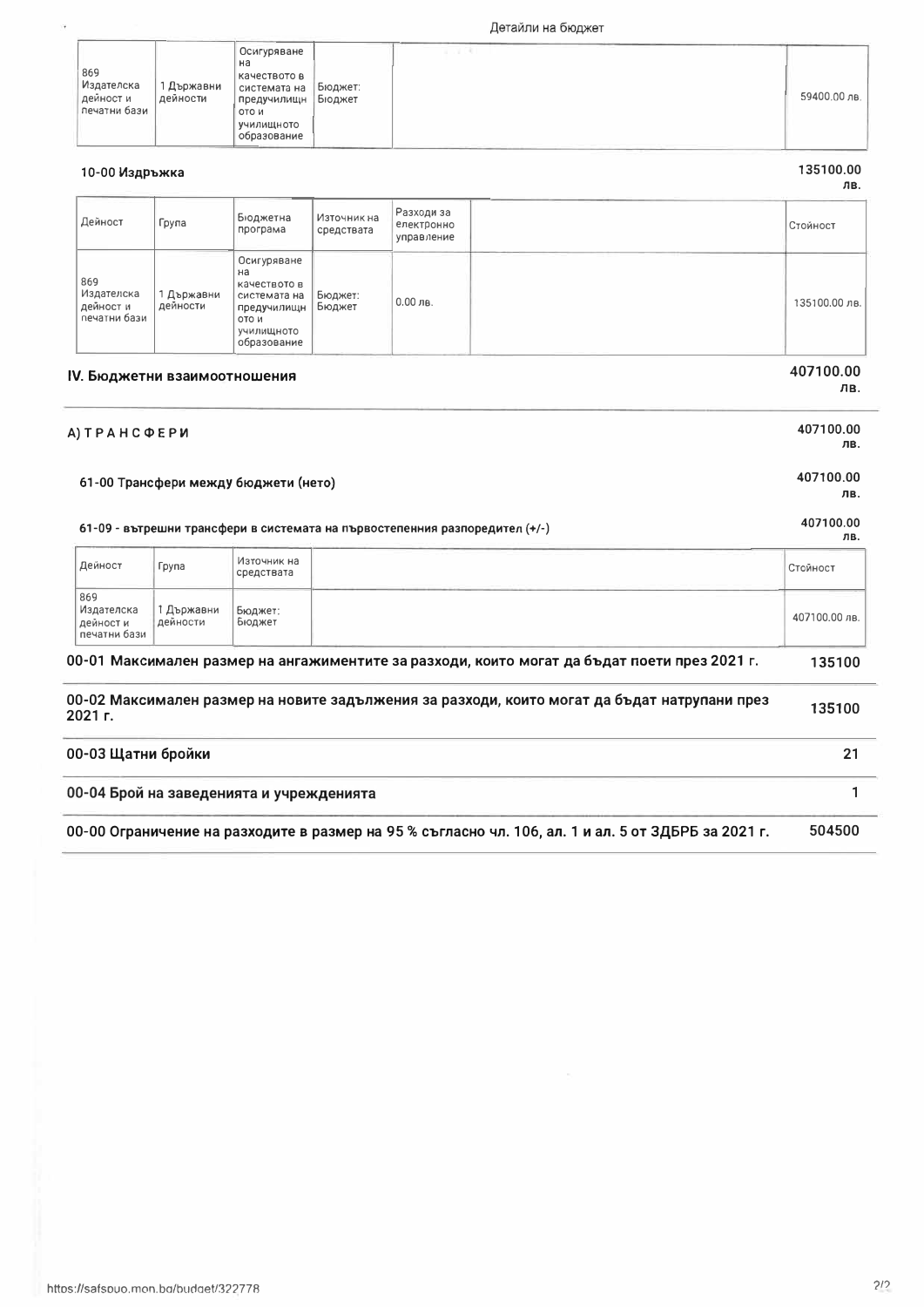| | | | | | |
|---|---|---|---|---|---|
| 869 Издателска дейност и печатни бази | 1 Държавни дейности | Осигуряване на качеството в системата на предучилищното и училищното образование | Бюджет: Бюджет | | 59400.00 лв. |

**10-00 Издръжка** **135100.00 лв.**

| Дейност | Група | Бюджетна програма | Източник на средствата | Разходи за електронно управление | | Стойност |
|---|---|---|---|---|---|---|
| 869 Издателска дейност и печатни бази | 1 Държавни дейности | Осигуряване на качеството в системата на предучилищното и училищното образование | Бюджет: Бюджет | 0.00 лв. | | 135100.00 лв. |

## IV. Бюджетни взаимоотношения **407100.00 лв.**

### А) Т Р А Н С Ф Е Р И **407100.00 лв.**

**61-00 Трансфери между бюджети (нето)** **407100.00 лв.**

**61-09 - вътрешни трансфери в системата на първостепенния разпоредител (+/-)** **407100.00 лв.**

| Дейност | Група | Източник на средствата | | Стойност |
|---|---|---|---|---|
| 869 Издателска дейност и печатни бази | 1 Държавни дейности | Бюджет: Бюджет | | 407100.00 лв. |

| | |
|---|---|
| **00-01 Максимален размер на ангажиментите за разходи, които могат да бъдат поети през 2021 г.** | **135100** |
| **00-02 Максимален размер на новите задължения за разходи, които могат да бъдат натрупани през 2021 г.** | **135100** |
| **00-03 Щатни бройки** | **21** |
| **00-04 Брой на заведенията и учрежденията** | **1** |
| **00-00 Ограничение на разходите в размер на 95 % съгласно чл. 106, ал. 1 и ал. 5 от ЗДБРБ за 2021 г.** | **504500** |